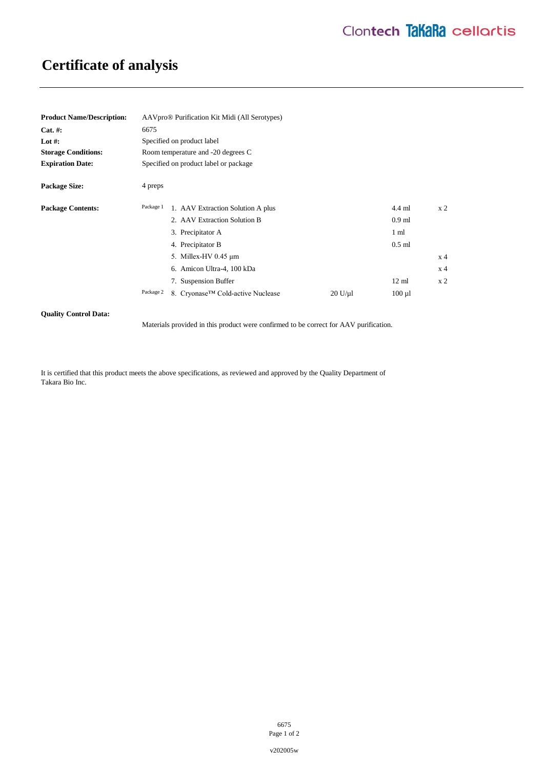# Certificate of analysis

| | |
|---|---|
| **Product Name/Description:** | AAVpro® Purification Kit Midi (All Serotypes) |
| **Cat. #:** | 6675 |
| **Lot #:** | Specified on product label |
| **Storage Conditions:** | Room temperature and -20 degrees C |
| **Expiration Date:** | Specified on product label or package |
| **Package Size:** | 4 preps |

**Package Contents:**

| Package | Item | Concentration | Volume | Quantity |
|---|---|---|---|---|
| Package 1 | 1. AAV Extraction Solution A plus | | 4.4 ml | x 2 |
| | 2. AAV Extraction Solution B | | 0.9 ml | |
| | 3. Precipitator A | | 1 ml | |
| | 4. Precipitator B | | 0.5 ml | |
| | 5. Millex-HV 0.45 µm | | | x 4 |
| | 6. Amicon Ultra-4, 100 kDa | | | x 4 |
| | 7. Suspension Buffer | | 12 ml | x 2 |
| Package 2 | 8. Cryonase™ Cold-active Nuclease | 20 U/µl | 100 µl | |

**Quality Control Data:**

Materials provided in this product were confirmed to be correct for AAV purification.

It is certified that this product meets the above specifications, as reviewed and approved by the Quality Department of Takara Bio Inc.

v202005w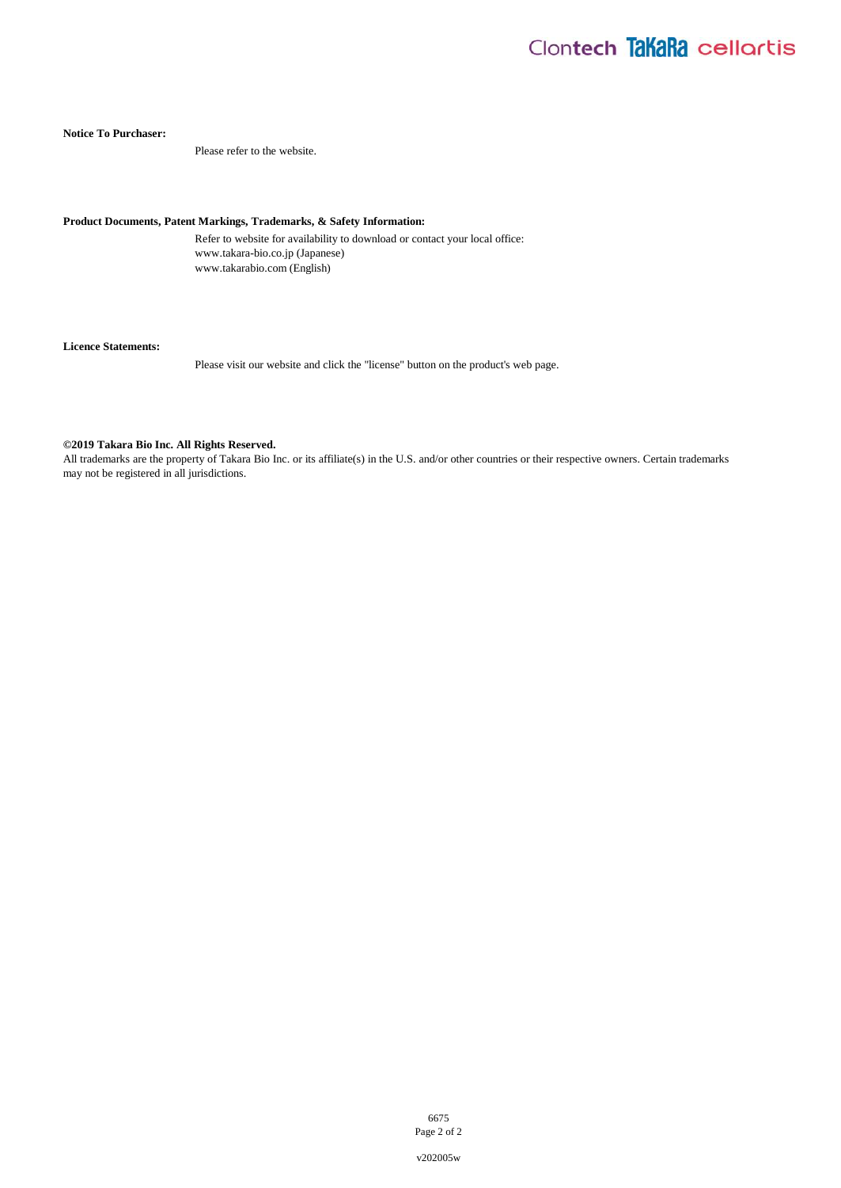**Notice To Purchaser:**

Please refer to the website.

**Product Documents, Patent Markings, Trademarks, & Safety Information:**

Refer to website for availability to download or contact your local office:
www.takara-bio.co.jp (Japanese)
www.takarabio.com (English)

**Licence Statements:**

Please visit our website and click the "license" button on the product's web page.

**©2019 Takara Bio Inc. All Rights Reserved.**

All trademarks are the property of Takara Bio Inc. or its affiliate(s) in the U.S. and/or other countries or their respective owners. Certain trademarks may not be registered in all jurisdictions.

6675

v202005w